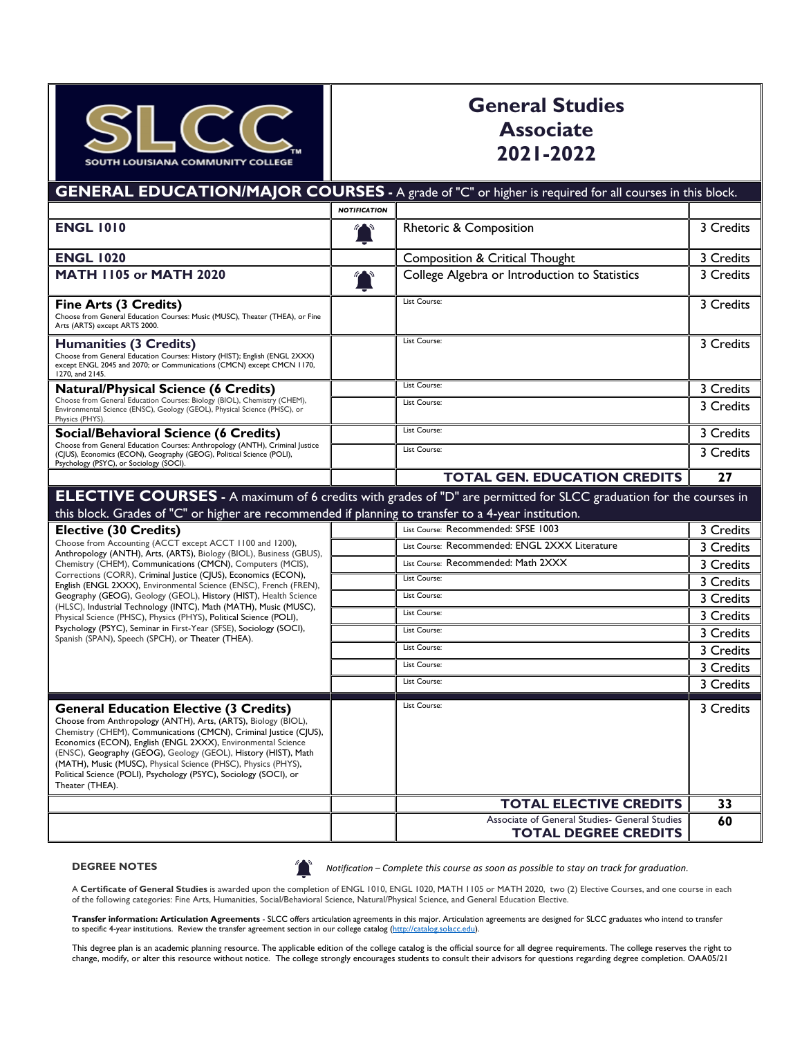# SLCC South Louisiana Community College

# General Studies Associate 2021-2022

## GENERAL EDUCATION/MAJOR COURSES - A grade of "C" or higher is required for all courses in this block.

| | NOTIFICATION | | |
|---|---|---|---|
| **ENGL 1010** | 🔔 | Rhetoric & Composition | 3 Credits |
| **ENGL 1020** | | Composition & Critical Thought | 3 Credits |
| **MATH 1105 or MATH 2020** | 🔔 | College Algebra or Introduction to Statistics | 3 Credits |
| **Fine Arts (3 Credits)** Choose from General Education Courses: Music (MUSC), Theater (THEA), or Fine Arts (ARTS) except ARTS 2000. | | List Course: | 3 Credits |
| **Humanities (3 Credits)** Choose from General Education Courses: History (HIST); English (ENGL 2XXX) except ENGL 2045 and 2070; or Communications (CMCN) except CMCN 1170, 1270, and 2145. | | List Course: | 3 Credits |
| **Natural/Physical Science (6 Credits)** Choose from General Education Courses: Biology (BIOL), Chemistry (CHEM), Environmental Science (ENSC), Geology (GEOL), Physical Science (PHSC), or Physics (PHYS). | | List Course: | 3 Credits |
| | | List Course: | 3 Credits |
| **Social/Behavioral Science (6 Credits)** Choose from General Education Courses: Anthropology (ANTH), Criminal Justice (CJUS), Economics (ECON), Geography (GEOG), Political Science (POLI), Psychology (PSYC), or Sociology (SOCI). | | List Course: | 3 Credits |
| | | List Course: | 3 Credits |
| | | **TOTAL GEN. EDUCATION CREDITS** | **27** |

## ELECTIVE COURSES - A maximum of 6 credits with grades of "D" are permitted for SLCC graduation for the courses in this block. Grades of "C" or higher are recommended if planning to transfer to a 4-year institution.

| | | | |
|---|---|---|---|
| **Elective (30 Credits)** Choose from Accounting (ACCT except ACCT 1100 and 1200), Anthropology (ANTH), Arts, (ARTS), Biology (BIOL), Business (GBUS), Chemistry (CHEM), Communications (CMCN), Computers (MCIS), Corrections (CORR), Criminal Justice (CJUS), Economics (ECON), English (ENGL 2XXX), Environmental Science (ENSC), French (FREN), Geography (GEOG), Geology (GEOL), History (HIST), Health Science (HLSC), Industrial Technology (INTC), Math (MATH), Music (MUSC), Physical Science (PHSC), Physics (PHYS), Political Science (POLI), Psychology (PSYC), Seminar in First-Year (SFSE), Sociology (SOCI), Spanish (SPAN), Speech (SPCH), or Theater (THEA). | | List Course: Recommended: SFSE 1003 | 3 Credits |
| | | List Course: Recommended: ENGL 2XXX Literature | 3 Credits |
| | | List Course: Recommended: Math 2XXX | 3 Credits |
| | | List Course: | 3 Credits |
| | | List Course: | 3 Credits |
| | | List Course: | 3 Credits |
| | | List Course: | 3 Credits |
| | | List Course: | 3 Credits |
| | | List Course: | 3 Credits |
| | | List Course: | 3 Credits |
| **General Education Elective (3 Credits)** Choose from Anthropology (ANTH), Arts, (ARTS), Biology (BIOL), Chemistry (CHEM), Communications (CMCN), Criminal Justice (CJUS), Economics (ECON), English (ENGL 2XXX), Environmental Science (ENSC), Geography (GEOG), Geology (GEOL), History (HIST), Math (MATH), Music (MUSC), Physical Science (PHSC), Physics (PHYS), Political Science (POLI), Psychology (PSYC), Sociology (SOCI), or Theater (THEA). | | List Course: | 3 Credits |
| | | **TOTAL ELECTIVE CREDITS** | **33** |
| | | Associate of General Studies- General Studies **TOTAL DEGREE CREDITS** | **60** |

**DEGREE NOTES**

🔔 *Notification – Complete this course as soon as possible to stay on track for graduation.*

A **Certificate of General Studies** is awarded upon the completion of ENGL 1010, ENGL 1020, MATH 1105 or MATH 2020, two (2) Elective Courses, and one course in each of the following categories: Fine Arts, Humanities, Social/Behavioral Science, Natural/Physical Science, and General Education Elective.

**Transfer information: Articulation Agreements** - SLCC offers articulation agreements in this major. Articulation agreements are designed for SLCC graduates who intend to transfer to specific 4-year institutions. Review the transfer agreement section in our college catalog (http://catalog.solacc.edu).

This degree plan is an academic planning resource. The applicable edition of the college catalog is the official source for all degree requirements. The college reserves the right to change, modify, or alter this resource without notice. The college strongly encourages students to consult their advisors for questions regarding degree completion. OAA05/21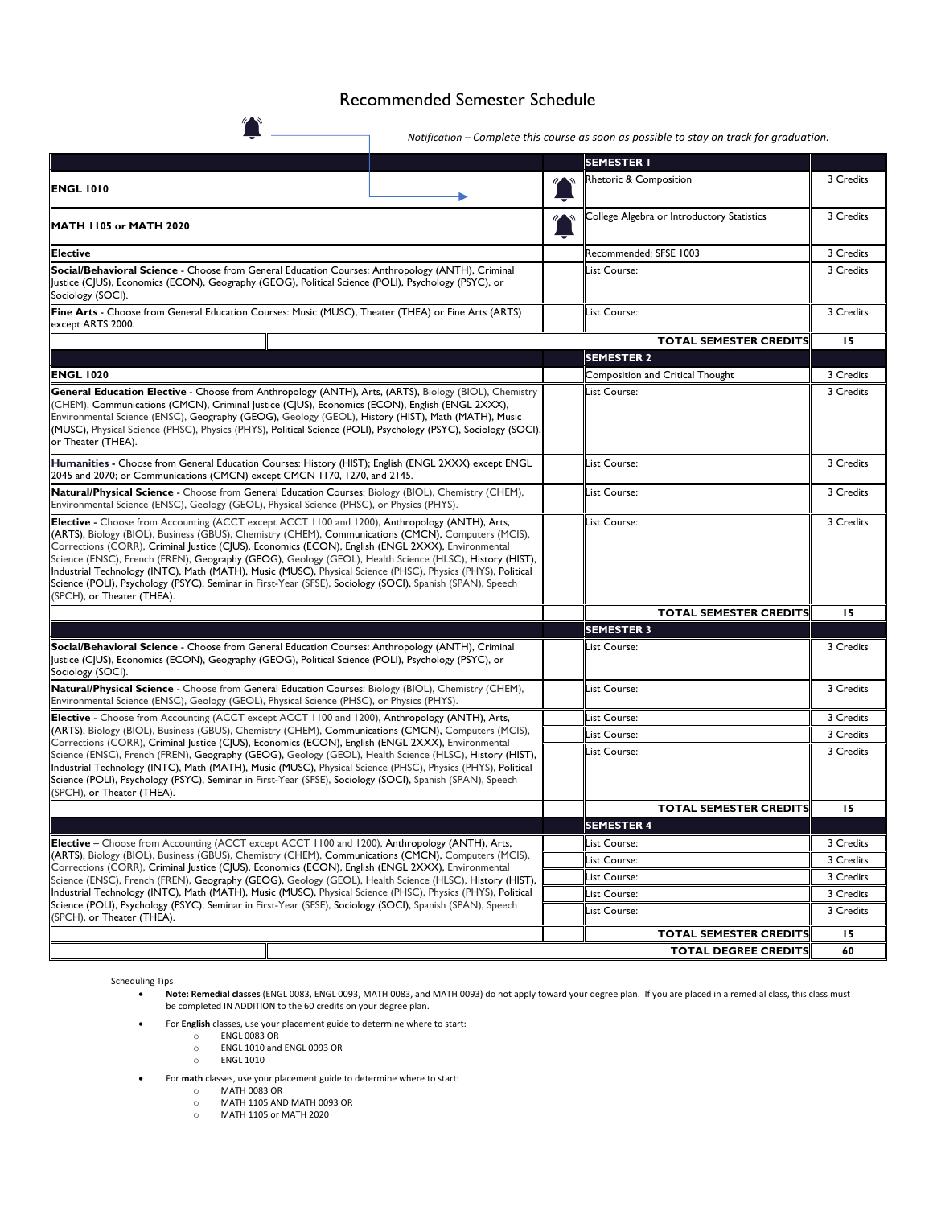# Recommended Semester Schedule

*Notification – Complete this course as soon as possible to stay on track for graduation.*

| Course | Notification | Description | Credits |
|---|---|---|---|
| | | **SEMESTER 1** | |
| **ENGL 1010** | 🔔 | Rhetoric & Composition | 3 Credits |
| **MATH 1105 or MATH 2020** | 🔔 | College Algebra or Introductory Statistics | 3 Credits |
| **Elective** | | Recommended: SFSE 1003 | 3 Credits |
| **Social/Behavioral Science** - Choose from General Education Courses: Anthropology (ANTH), Criminal Justice (CJUS), Economics (ECON), Geography (GEOG), Political Science (POLI), Psychology (PSYC), or Sociology (SOCI). | | List Course: | 3 Credits |
| **Fine Arts** - Choose from General Education Courses: Music (MUSC), Theater (THEA) or Fine Arts (ARTS) except ARTS 2000. | | List Course: | 3 Credits |
| | | **TOTAL SEMESTER CREDITS** | **15** |
| | | **SEMESTER 2** | |
| **ENGL 1020** | | Composition and Critical Thought | 3 Credits |
| **General Education Elective** - Choose from Anthropology (ANTH), Arts, (ARTS), Biology (BIOL), Chemistry (CHEM), Communications (CMCN), Criminal Justice (CJUS), Economics (ECON), English (ENGL 2XXX), Environmental Science (ENSC), Geography (GEOG), Geology (GEOL), History (HIST), Math (MATH), Music (MUSC), Physical Science (PHSC), Physics (PHYS), Political Science (POLI), Psychology (PSYC), Sociology (SOCI), or Theater (THEA). | | List Course: | 3 Credits |
| **Humanities** - Choose from General Education Courses: History (HIST); English (ENGL 2XXX) except ENGL 2045 and 2070; or Communications (CMCN) except CMCN 1170, 1270, and 2145. | | List Course: | 3 Credits |
| **Natural/Physical Science** - Choose from General Education Courses: Biology (BIOL), Chemistry (CHEM), Environmental Science (ENSC), Geology (GEOL), Physical Science (PHSC), or Physics (PHYS). | | List Course: | 3 Credits |
| **Elective** - Choose from Accounting (ACCT except ACCT 1100 and 1200), Anthropology (ANTH), Arts, (ARTS), Biology (BIOL), Business (GBUS), Chemistry (CHEM), Communications (CMCN), Computers (MCIS), Corrections (CORR), Criminal Justice (CJUS), Economics (ECON), English (ENGL 2XXX), Environmental Science (ENSC), French (FREN), Geography (GEOG), Geology (GEOL), Health Science (HLSC), History (HIST), Industrial Technology (INTC), Math (MATH), Music (MUSC), Physical Science (PHSC), Physics (PHYS), Political Science (POLI), Psychology (PSYC), Seminar in First-Year (SFSE), Sociology (SOCI), Spanish (SPAN), Speech (SPCH), or Theater (THEA). | | List Course: | 3 Credits |
| | | **TOTAL SEMESTER CREDITS** | **15** |
| | | **SEMESTER 3** | |
| **Social/Behavioral Science** - Choose from General Education Courses: Anthropology (ANTH), Criminal Justice (CJUS), Economics (ECON), Geography (GEOG), Political Science (POLI), Psychology (PSYC), or Sociology (SOCI). | | List Course: | 3 Credits |
| **Natural/Physical Science** - Choose from General Education Courses: Biology (BIOL), Chemistry (CHEM), Environmental Science (ENSC), Geology (GEOL), Physical Science (PHSC), or Physics (PHYS). | | List Course: | 3 Credits |
| **Elective** - Choose from Accounting (ACCT except ACCT 1100 and 1200), Anthropology (ANTH), Arts, (ARTS), Biology (BIOL), Business (GBUS), Chemistry (CHEM), Communications (CMCN), Computers (MCIS), Corrections (CORR), Criminal Justice (CJUS), Economics (ECON), English (ENGL 2XXX), Environmental Science (ENSC), French (FREN), Geography (GEOG), Geology (GEOL), Health Science (HLSC), History (HIST), Industrial Technology (INTC), Math (MATH), Music (MUSC), Physical Science (PHSC), Physics (PHYS), Political Science (POLI), Psychology (PSYC), Seminar in First-Year (SFSE), Sociology (SOCI), Spanish (SPAN), Speech (SPCH), or Theater (THEA). | | List Course: | 3 Credits |
| | | List Course: | 3 Credits |
| | | List Course: | 3 Credits |
| | | **TOTAL SEMESTER CREDITS** | **15** |
| | | **SEMESTER 4** | |
| **Elective** – Choose from Accounting (ACCT except ACCT 1100 and 1200), Anthropology (ANTH), Arts, (ARTS), Biology (BIOL), Business (GBUS), Chemistry (CHEM), Communications (CMCN), Computers (MCIS), Corrections (CORR), Criminal Justice (CJUS), Economics (ECON), English (ENGL 2XXX), Environmental Science (ENSC), French (FREN), Geography (GEOG), Geology (GEOL), Health Science (HLSC), History (HIST), Industrial Technology (INTC), Math (MATH), Music (MUSC), Physical Science (PHSC), Physics (PHYS), Political Science (POLI), Psychology (PSYC), Seminar in First-Year (SFSE), Sociology (SOCI), Spanish (SPAN), Speech (SPCH), or Theater (THEA). | | List Course: | 3 Credits |
| | | List Course: | 3 Credits |
| | | List Course: | 3 Credits |
| | | List Course: | 3 Credits |
| | | List Course: | 3 Credits |
| | | **TOTAL SEMESTER CREDITS** | **15** |
| | | **TOTAL DEGREE CREDITS** | **60** |

Scheduling Tips

- **Note: Remedial classes** (ENGL 0083, ENGL 0093, MATH 0083, and MATH 0093) do not apply toward your degree plan. If you are placed in a remedial class, this class must be completed IN ADDITION to the 60 credits on your degree plan.
- For **English** classes, use your placement guide to determine where to start:
  - ENGL 0083 OR
  - ENGL 1010 and ENGL 0093 OR
  - ENGL 1010
- For **math** classes, use your placement guide to determine where to start:
  - MATH 0083 OR
  - MATH 1105 AND MATH 0093 OR
  - MATH 1105 or MATH 2020